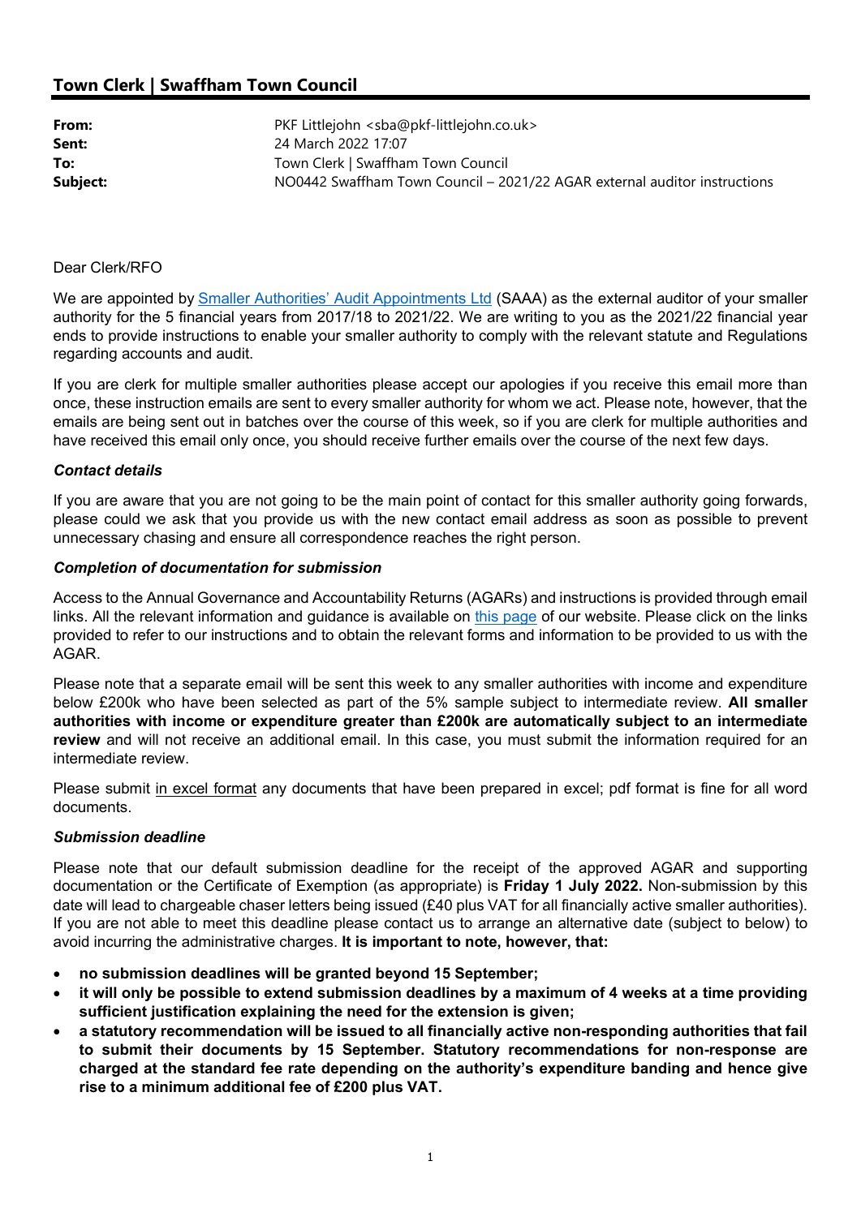## Town Clerk | Swaffham Town Council

| | |
|---|---|
| **From:** | PKF Littlejohn <sba@pkf-littlejohn.co.uk> |
| **Sent:** | 24 March 2022 17:07 |
| **To:** | Town Clerk \| Swaffham Town Council |
| **Subject:** | NO0442 Swaffham Town Council – 2021/22 AGAR external auditor instructions |

Dear Clerk/RFO

We are appointed by Smaller Authorities' Audit Appointments Ltd (SAAA) as the external auditor of your smaller authority for the 5 financial years from 2017/18 to 2021/22. We are writing to you as the 2021/22 financial year ends to provide instructions to enable your smaller authority to comply with the relevant statute and Regulations regarding accounts and audit.

If you are clerk for multiple smaller authorities please accept our apologies if you receive this email more than once, these instruction emails are sent to every smaller authority for whom we act. Please note, however, that the emails are being sent out in batches over the course of this week, so if you are clerk for multiple authorities and have received this email only once, you should receive further emails over the course of the next few days.

***Contact details***

If you are aware that you are not going to be the main point of contact for this smaller authority going forwards, please could we ask that you provide us with the new contact email address as soon as possible to prevent unnecessary chasing and ensure all correspondence reaches the right person.

***Completion of documentation for submission***

Access to the Annual Governance and Accountability Returns (AGARs) and instructions is provided through email links. All the relevant information and guidance is available on this page of our website. Please click on the links provided to refer to our instructions and to obtain the relevant forms and information to be provided to us with the AGAR.

Please note that a separate email will be sent this week to any smaller authorities with income and expenditure below £200k who have been selected as part of the 5% sample subject to intermediate review. **All smaller authorities with income or expenditure greater than £200k are automatically subject to an intermediate review** and will not receive an additional email. In this case, you must submit the information required for an intermediate review.

Please submit in excel format any documents that have been prepared in excel; pdf format is fine for all word documents.

***Submission deadline***

Please note that our default submission deadline for the receipt of the approved AGAR and supporting documentation or the Certificate of Exemption (as appropriate) is **Friday 1 July 2022.** Non-submission by this date will lead to chargeable chaser letters being issued (£40 plus VAT for all financially active smaller authorities). If you are not able to meet this deadline please contact us to arrange an alternative date (subject to below) to avoid incurring the administrative charges. **It is important to note, however, that:**

- **no submission deadlines will be granted beyond 15 September;**
- **it will only be possible to extend submission deadlines by a maximum of 4 weeks at a time providing sufficient justification explaining the need for the extension is given;**
- **a statutory recommendation will be issued to all financially active non-responding authorities that fail to submit their documents by 15 September. Statutory recommendations for non-response are charged at the standard fee rate depending on the authority's expenditure banding and hence give rise to a minimum additional fee of £200 plus VAT.**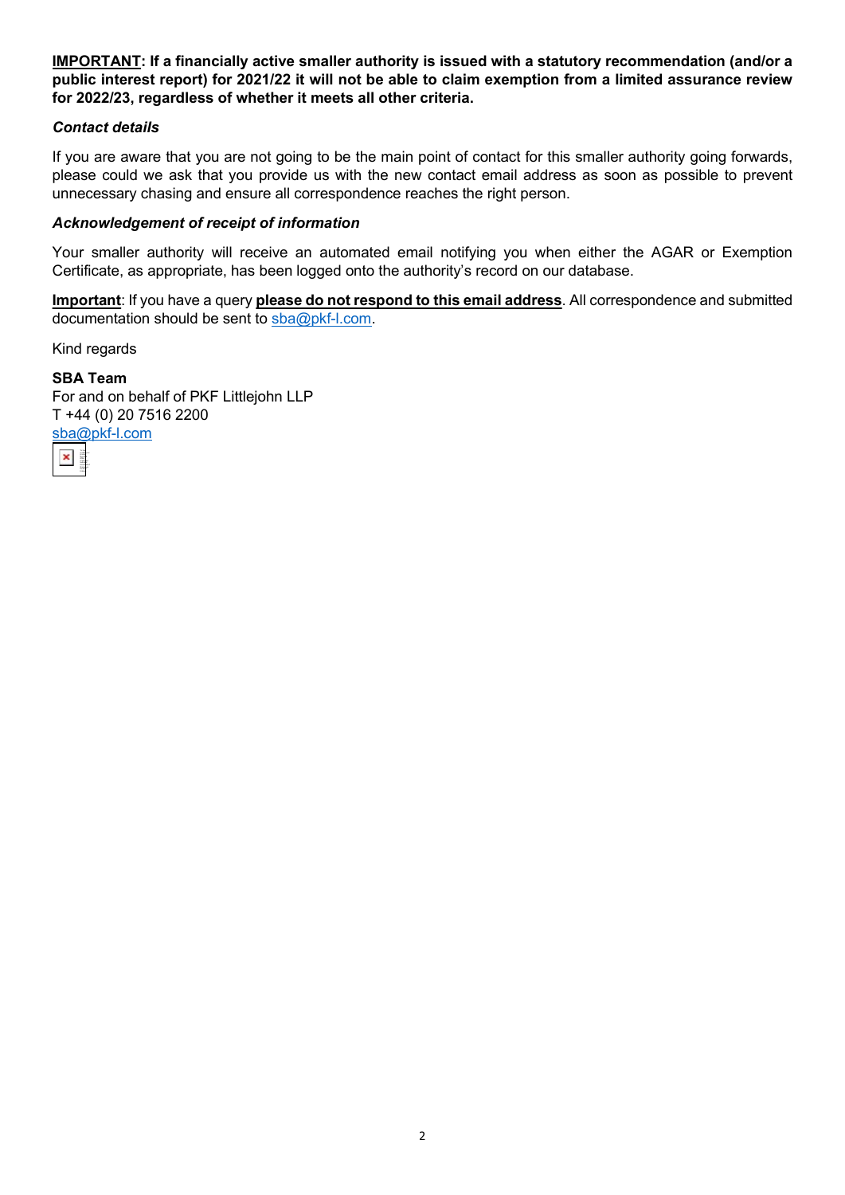**<u>IMPORTANT</u>: If a financially active smaller authority is issued with a statutory recommendation (and/or a public interest report) for 2021/22 it will not be able to claim exemption from a limited assurance review for 2022/23, regardless of whether it meets all other criteria.**

***Contact details***

If you are aware that you are not going to be the main point of contact for this smaller authority going forwards, please could we ask that you provide us with the new contact email address as soon as possible to prevent unnecessary chasing and ensure all correspondence reaches the right person.

***Acknowledgement of receipt of information***

Your smaller authority will receive an automated email notifying you when either the AGAR or Exemption Certificate, as appropriate, has been logged onto the authority's record on our database.

**<u>Important</u>**: If you have a query **<u>please do not respond to this email address</u>**. All correspondence and submitted documentation should be sent to sba@pkf-l.com.

Kind regards

**SBA Team**
For and on behalf of PKF Littlejohn LLP
T +44 (0) 20 7516 2200
sba@pkf-l.com